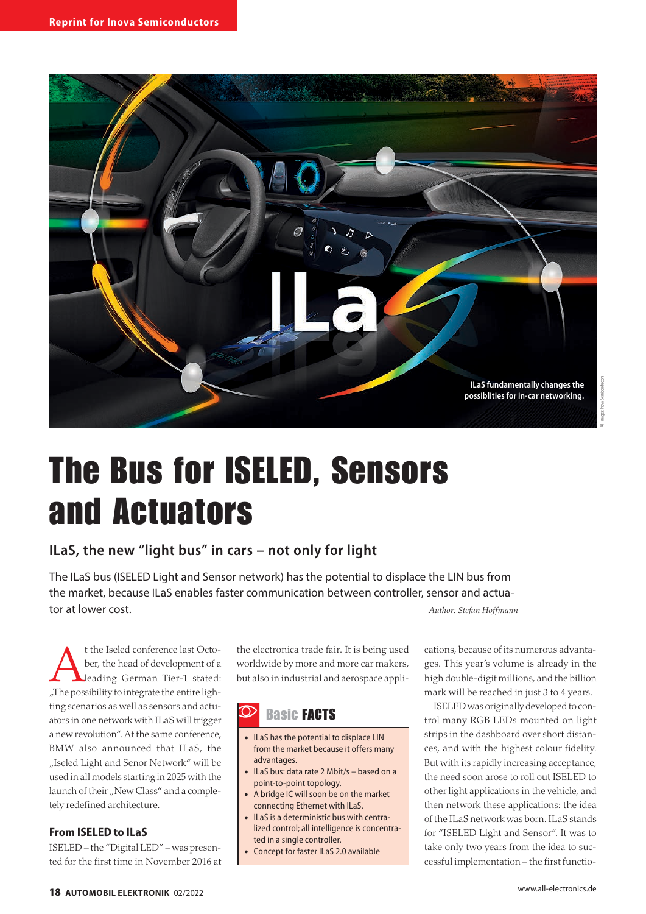ILaS fundamentally changes the possiblities for in-car networking.

# The Bus for ISELED, Sensors and Actuators

## ILaS, the new "light bus" in cars – not only for light

The ILaS bus (ISELED Light and Sensor network) has the potential to displace the LIN bus from the market, because ILaS enables faster communication between controller, sensor and actuator at lower cost.

*Author: Stefan Hoffmann*

At the Iseled conference last October, the head of development of a leading German Tier-1 stated: „The possibility to integrate the entire lighting scenarios as well as sensors and actuators in one network with ILaS will trigger a new revolution". At the same conference, BMW also announced that ILaS, the „Iseled Light and Senor Network" will be used in all models starting in 2025 with the launch of their „New Class" and a completely redefined architecture.

### From ISELED to ILaS

ISELED – the "Digital LED" – was presented for the first time in November 2016 at the electronica trade fair. It is being used worldwide by more and more car makers, but also in industrial and aerospace applications, because of its numerous advantages. This year's volume is already in the high double-digit millions, and the billion mark will be reached in just 3 to 4 years.

ISELED was originally developed to control many RGB LEDs mounted on light strips in the dashboard over short distances, and with the highest colour fidelity. But with its rapidly increasing acceptance, the need soon arose to roll out ISELED to other light applications in the vehicle, and then network these applications: the idea of the ILaS network was born. ILaS stands for "ISELED Light and Sensor". It was to take only two years from the idea to successful implementation – the first functio-

> **Basic FACTS**
>
> - ILaS has the potential to displace LIN from the market because it offers many advantages.
> - ILaS bus: data rate 2 Mbit/s – based on a point-to-point topology.
> - A bridge IC will soon be on the market connecting Ethernet with ILaS.
> - ILaS is a deterministic bus with centralized control; all intelligence is concentrated in a single controller.
> - Concept for faster ILaS 2.0 available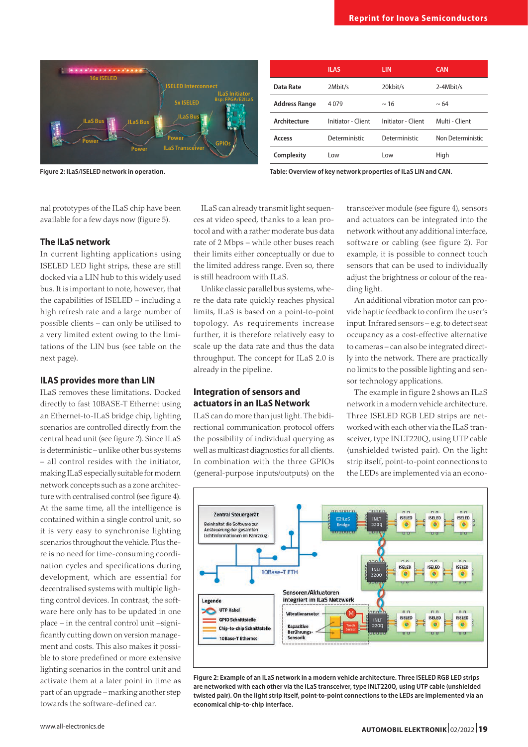Figure 2: ILaS/ISELED network in operation.

|  | ILAS | LIN | CAN |
|---|---|---|---|
| Data Rate | 2Mbit/s | 20kbit/s | 2-4Mbit/s |
| Address Range | 4 079 | ~ 16 | ~ 64 |
| Architecture | Initiator - Client | Initiator - Client | Multi - Client |
| Access | Deterministic | Deterministic | Non Deterministic |
| Complexity | Low | Low | High |

Table: Overview of key network properties of ILaS LIN and CAN.

nal prototypes of the ILaS chip have been available for a few days now (figure 5).

## The ILaS network

In current lighting applications using ISELED LED light strips, these are still docked via a LIN hub to this widely used bus. It is important to note, however, that the capabilities of ISELED – including a high refresh rate and a large number of possible clients – can only be utilised to a very limited extent owing to the limitations of the LIN bus (see table on the next page).

## ILAS provides more than LIN

ILaS removes these limitations. Docked directly to fast 10BASE-T Ethernet using an Ethernet-to-ILaS bridge chip, lighting scenarios are controlled directly from the central head unit (see figure 2). Since ILaS is deterministic – unlike other bus systems – all control resides with the initiator, making ILaS especially suitable for modern network concepts such as a zone architecture with centralised control (see figure 4). At the same time, all the intelligence is contained within a single control unit, so it is very easy to synchronise lighting scenarios throughout the vehicle. Plus there is no need for time-consuming coordination cycles and specifications during development, which are essential for decentralised systems with multiple lighting control devices. In contrast, the software here only has to be updated in one place – in the central control unit –significantly cutting down on version management and costs. This also makes it possible to store predefined or more extensive lighting scenarios in the control unit and activate them at a later point in time as part of an upgrade – marking another step towards the software-defined car.

ILaS can already transmit light sequences at video speed, thanks to a lean protocol and with a rather moderate bus data rate of 2 Mbps – while other buses reach their limits either conceptually or due to the limited address range. Even so, there is still headroom with ILaS.

Unlike classic parallel bus systems, where the data rate quickly reaches physical limits, ILaS is based on a point-to-point topology. As requirements increase further, it is therefore relatively easy to scale up the data rate and thus the data throughput. The concept for ILaS 2.0 is already in the pipeline.

## Integration of sensors and actuators in an ILaS Network

ILaS can do more than just light. The bidirectional communication protocol offers the possibility of individual querying as well as multicast diagnostics for all clients. In combination with the three GPIOs (general-purpose inputs/outputs) on the transceiver module (see figure 4), sensors and actuators can be integrated into the network without any additional interface, software or cabling (see figure 2). For example, it is possible to connect touch sensors that can be used to individually adjust the brightness or colour of the reading light.

An additional vibration motor can provide haptic feedback to confirm the user's input. Infrared sensors – e.g. to detect seat occupancy as a cost-effective alternative to cameras – can also be integrated directly into the network. There are practically no limits to the possible lighting and sensor technology applications.

The example in figure 2 shows an ILaS network in a modern vehicle architecture. Three ISELED RGB LED strips are networked with each other via the ILaS transceiver, type INLT220Q, using UTP cable (unshielded twisted pair). On the light strip itself, point-to-point connections to the LEDs are implemented via an econo-

Figure 2: Example of an ILaS network in a modern vehicle architecture. Three ISELED RGB LED strips are networked with each other via the ILaS transceiver, type INLT220Q, using UTP cable (unshielded twisted pair). On the light strip itself, point-to-point connections to the LEDs are implemented via an economical chip-to-chip interface.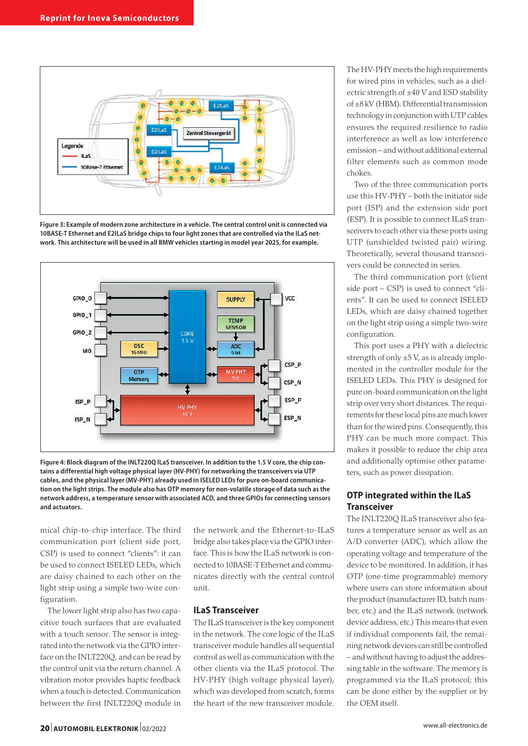Figure 3: Example of modern zone architecture in a vehicle. The central control unit is connected via 10BASE-T Ethernet and E2ILaS bridge chips to four light zones that are controlled via the ILaS network. This architecture will be used in all BMW vehicles starting in model year 2025, for example.

Figure 4: Block diagram of the INLT220Q ILaS transceiver. In addition to the 1.5 V core, the chip contains a differential high voltage physical layer (HV-PHY) for networking the transceivers via UTP cables, and the physical layer (MV-PHY) already used in ISELED LEDs for pure on-board communication on the light strips. The module also has OTP memory for non-volatile storage of data such as the network address, a temperature sensor with associated ACD, and three GPIOs for connecting sensors and actuators.

mical chip-to-chip interface. The third communication port (client side port, CSP) is used to connect "clients": it can be used to connect ISELED LEDs, which are daisy chained to each other on the light strip using a simple two-wire configuration.

The lower light strip also has two capacitive touch surfaces that are evaluated with a touch sensor. The sensor is integrated into the network via the GPIO interface on the INLT220Q, and can be read by the control unit via the return channel. A vibration motor provides haptic feedback when a touch is detected. Communication between the first INLT220Q module in the network and the Ethernet-to-ILaS bridge also takes place via the GPIO interface. This is how the ILaS network is connected to 10BASE-T Ethernet and communicates directly with the central control unit.

## ILaS Transceiver

The ILaS transceiver is the key component in the network. The core logic of the ILaS transceiver module handles all sequential control as well as communication with the other clients via the ILaS protocol. The HV-PHY (high voltage physical layer), which was developed from scratch, forms the heart of the new transceiver module.

The HV-PHY meets the high requirements for wired pins in vehicles, such as a dielectric strength of ±40 V and ESD stability of ±8 kV (HBM). Differential transmission technology in conjunction with UTP cables ensures the required resilience to radio interference as well as low interference emission – and without additional external filter elements such as common mode chokes.

Two of the three communication ports use this HV-PHY – both the initiator side port (ISP) and the extension side port (ESP). It is possible to connect ILaS transceivers to each other via these ports using UTP (unshielded twisted pair) wiring. Theoretically, several thousand transceivers could be connected in series.

The third communication port (client side port – CSP) is used to connect "clients". It can be used to connect ISELED LEDs, which are daisy chained together on the light strip using a simple two-wire configuration.

This port uses a PHY with a dielectric strength of only ±5 V, as is already implemented in the controller module for the ISELED LEDs. This PHY is designed for pure on-board communication on the light strip over very short distances. The requirements for these local pins are much lower than for the wired pins. Consequently, this PHY can be much more compact. This makes it possible to reduce the chip area and additionally optimise other parameters, such as power dissipation.

## OTP integrated within the ILaS Transceiver

The INLT220Q ILaS transceiver also features a temperature sensor as well as an A/D converter (ADC), which allow the operating voltage and temperature of the device to be monitored. In addition, it has OTP (one-time programmable) memory where users can store information about the product (manufacturer ID, batch number, etc.) and the ILaS network (network device address, etc.) This means that even if individual components fail, the remaining network devices can still be controlled – and without having to adjust the addressing table in the software. The memory is programmed via the ILaS protocol; this can be done either by the supplier or by the OEM itself.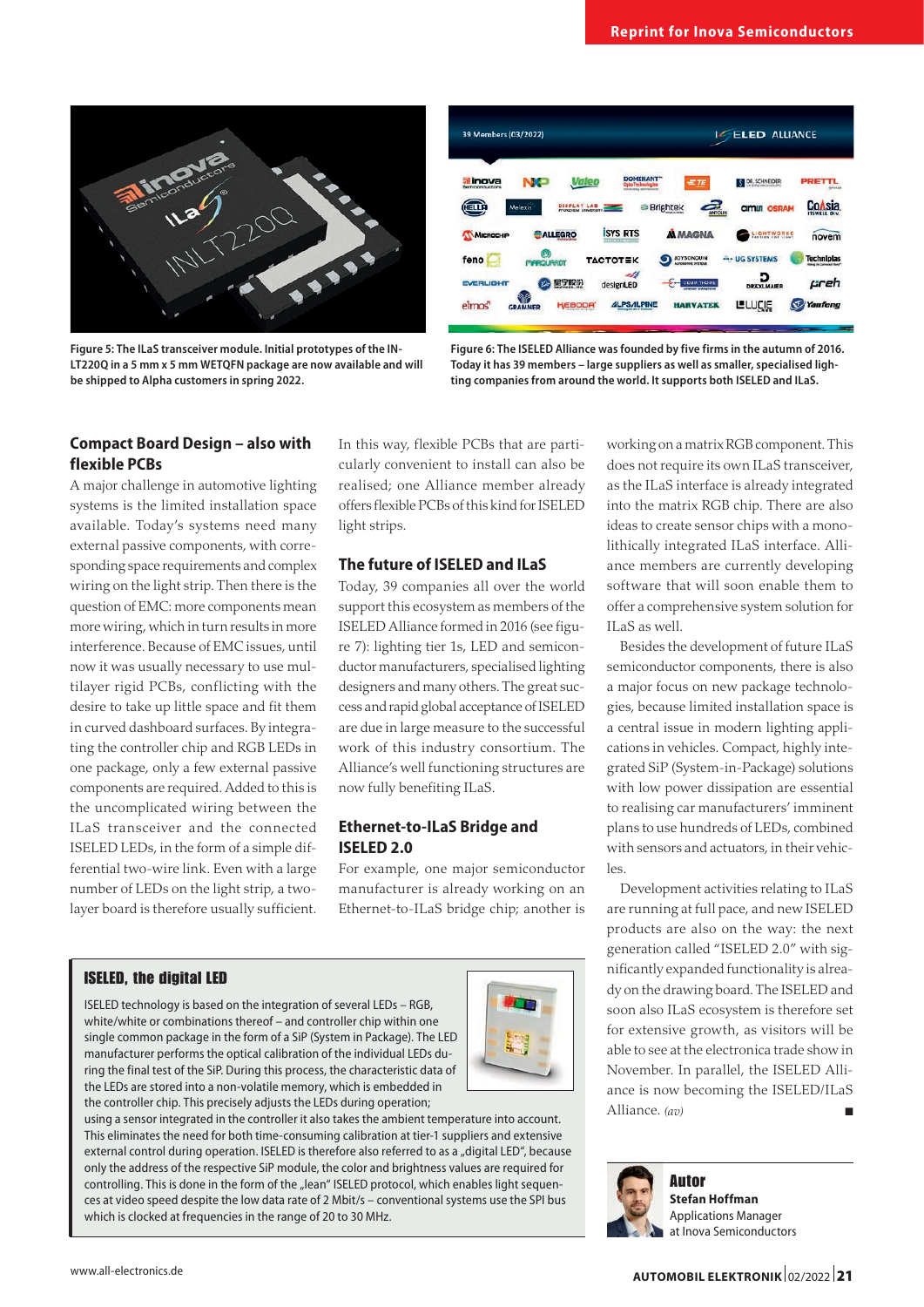Figure 5: The ILaS transceiver module. Initial prototypes of the INLT220Q in a 5 mm x 5 mm WETQFN package are now available and will be shipped to Alpha customers in spring 2022.

Figure 6: The ISELED Alliance was founded by five firms in the autumn of 2016. Today it has 39 members – large suppliers as well as smaller, specialised lighting companies from around the world. It supports both ISELED and ILaS.

## Compact Board Design – also with flexible PCBs

A major challenge in automotive lighting systems is the limited installation space available. Today's systems need many external passive components, with corresponding space requirements and complex wiring on the light strip. Then there is the question of EMC: more components mean more wiring, which in turn results in more interference. Because of EMC issues, until now it was usually necessary to use multilayer rigid PCBs, conflicting with the desire to take up little space and fit them in curved dashboard surfaces. By integrating the controller chip and RGB LEDs in one package, only a few external passive components are required. Added to this is the uncomplicated wiring between the ILaS transceiver and the connected ISELED LEDs, in the form of a simple differential two-wire link. Even with a large number of LEDs on the light strip, a two-layer board is therefore usually sufficient. In this way, flexible PCBs that are particularly convenient to install can also be realised; one Alliance member already offers flexible PCBs of this kind for ISELED light strips.

## The future of ISELED and ILaS

Today, 39 companies all over the world support this ecosystem as members of the ISELED Alliance formed in 2016 (see figure 7): lighting tier 1s, LED and semiconductor manufacturers, specialised lighting designers and many others. The great success and rapid global acceptance of ISELED are due in large measure to the successful work of this industry consortium. The Alliance's well functioning structures are now fully benefiting ILaS.

## Ethernet-to-ILaS Bridge and ISELED 2.0

For example, one major semiconductor manufacturer is already working on an Ethernet-to-ILaS bridge chip; another is working on a matrix RGB component. This does not require its own ILaS transceiver, as the ILaS interface is already integrated into the matrix RGB chip. There are also ideas to create sensor chips with a monolithically integrated ILaS interface. Alliance members are currently developing software that will soon enable them to offer a comprehensive system solution for ILaS as well.

Besides the development of future ILaS semiconductor components, there is also a major focus on new package technologies, because limited installation space is a central issue in modern lighting applications in vehicles. Compact, highly integrated SiP (System-in-Package) solutions with low power dissipation are essential to realising car manufacturers' imminent plans to use hundreds of LEDs, combined with sensors and actuators, in their vehicles.

Development activities relating to ILaS are running at full pace, and new ISELED products are also on the way: the next generation called "ISELED 2.0" with significantly expanded functionality is already on the drawing board. The ISELED and soon also ILaS ecosystem is therefore set for extensive growth, as visitors will be able to see at the electronica trade show in November. In parallel, the ISELED Alliance is now becoming the ISELED/ILaS Alliance. *(av)* ■

### ISELED, the digital LED

ISELED technology is based on the integration of several LEDs – RGB, white/white or combinations thereof – and controller chip within one single common package in the form of a SiP (System in Package). The LED manufacturer performs the optical calibration of the individual LEDs during the final test of the SiP. During this process, the characteristic data of the LEDs are stored into a non-volatile memory, which is embedded in the controller chip. This precisely adjusts the LEDs during operation; using a sensor integrated in the controller it also takes the ambient temperature into account. This eliminates the need for both time-consuming calibration at tier-1 suppliers and extensive external control during operation. ISELED is therefore also referred to as a „digital LED", because only the address of the respective SiP module, the color and brightness values are required for controlling. This is done in the form of the „lean" ISELED protocol, which enables light sequences at video speed despite the low data rate of 2 Mbit/s – conventional systems use the SPI bus which is clocked at frequencies in the range of 20 to 30 MHz.

**Autor**
**Stefan Hoffman**
Applications Manager
at Inova Semiconductors